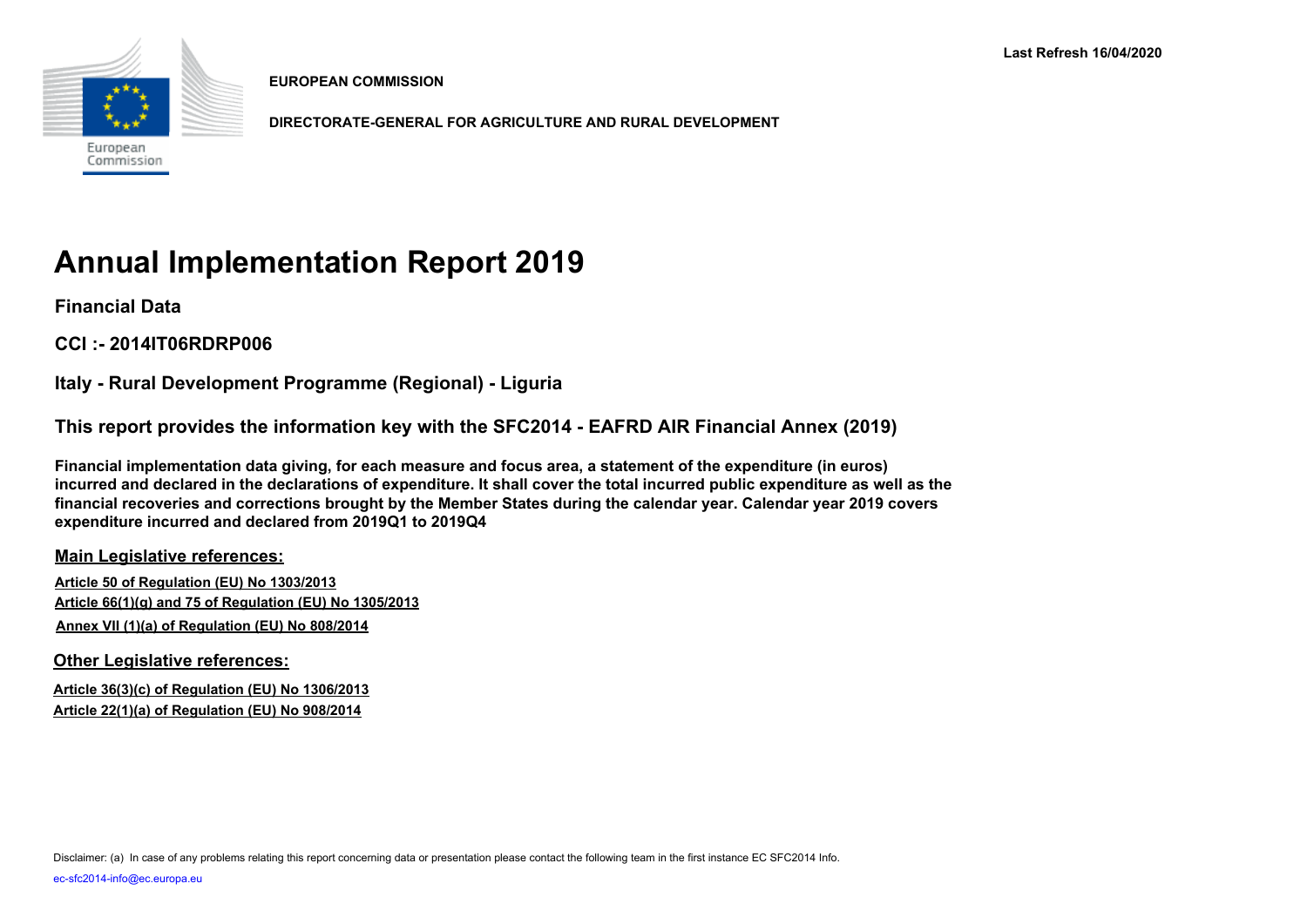Last Refresh 16/04/2020

**EUROPEAN COMMISSION**

**DIRECTORATE-GENERAL FOR AGRICULTURE AND RURAL DEVELOPMENT**

# Annual Implementation Report 2019

## Financial Data

## CCI :- 2014IT06RDRP006

## Italy - Rural Development Programme (Regional) - Liguria

## This report provides the information key with the SFC2014 - EAFRD AIR Financial Annex (2019)

**Financial implementation data giving, for each measure and focus area, a statement of the expenditure (in euros) incurred and declared in the declarations of expenditure. It shall cover the total incurred public expenditure as well as the financial recoveries and corrections brought by the Member States during the calendar year. Calendar year 2019 covers expenditure incurred and declared from 2019Q1 to 2019Q4**

### Main Legislative references:

Article 50 of Regulation (EU) No 1303/2013

Article 66(1)(g) and 75 of Regulation (EU) No 1305/2013

Annex VII (1)(a) of Regulation (EU) No 808/2014

### Other Legislative references:

Article 36(3)(c) of Regulation (EU) No 1306/2013

Article 22(1)(a) of Regulation (EU) No 908/2014

Disclaimer: (a) In case of any problems relating this report concerning data or presentation please contact the following team in the first instance EC SFC2014 Info.

ec-sfc2014-info@ec.europa.eu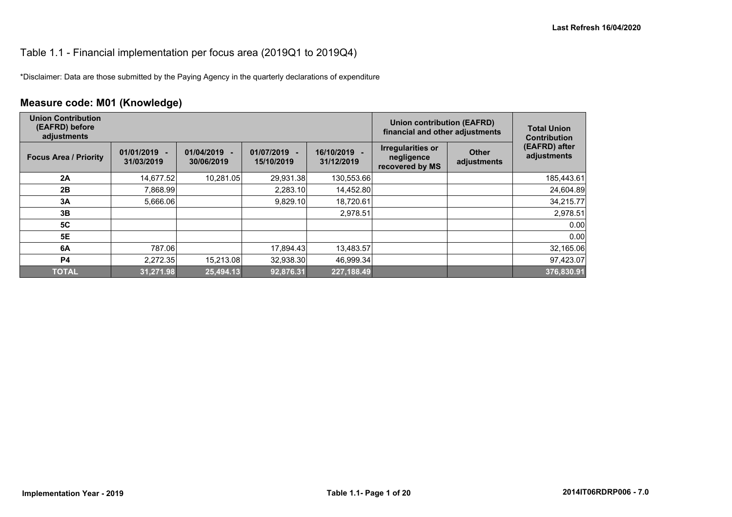# Table 1.1 - Financial implementation per focus area (2019Q1 to 2019Q4)

*Disclaimer: Data are those submitted by the Paying Agency in the quarterly declarations of expenditure

## Measure code: M01 (Knowledge)

| Union Contribution (EAFRD) before adjustments | | | | | Union contribution (EAFRD) financial and other adjustments | | Total Union Contribution (EAFRD) after adjustments |
|---|---|---|---|---|---|---|---|
| Focus Area / Priority | 01/01/2019 - 31/03/2019 | 01/04/2019 - 30/06/2019 | 01/07/2019 - 15/10/2019 | 16/10/2019 - 31/12/2019 | Irregularities or negligence recovered by MS | Other adjustments | |
| 2A | 14,677.52 | 10,281.05 | 29,931.38 | 130,553.66 | | | 185,443.61 |
| 2B | 7,868.99 | | 2,283.10 | 14,452.80 | | | 24,604.89 |
| 3A | 5,666.06 | | 9,829.10 | 18,720.61 | | | 34,215.77 |
| 3B | | | | 2,978.51 | | | 2,978.51 |
| 5C | | | | | | | 0.00 |
| 5E | | | | | | | 0.00 |
| 6A | 787.06 | | 17,894.43 | 13,483.57 | | | 32,165.06 |
| P4 | 2,272.35 | 15,213.08 | 32,938.30 | 46,999.34 | | | 97,423.07 |
| **TOTAL** | **31,271.98** | **25,494.13** | **92,876.31** | **227,188.49** | | | **376,830.91** |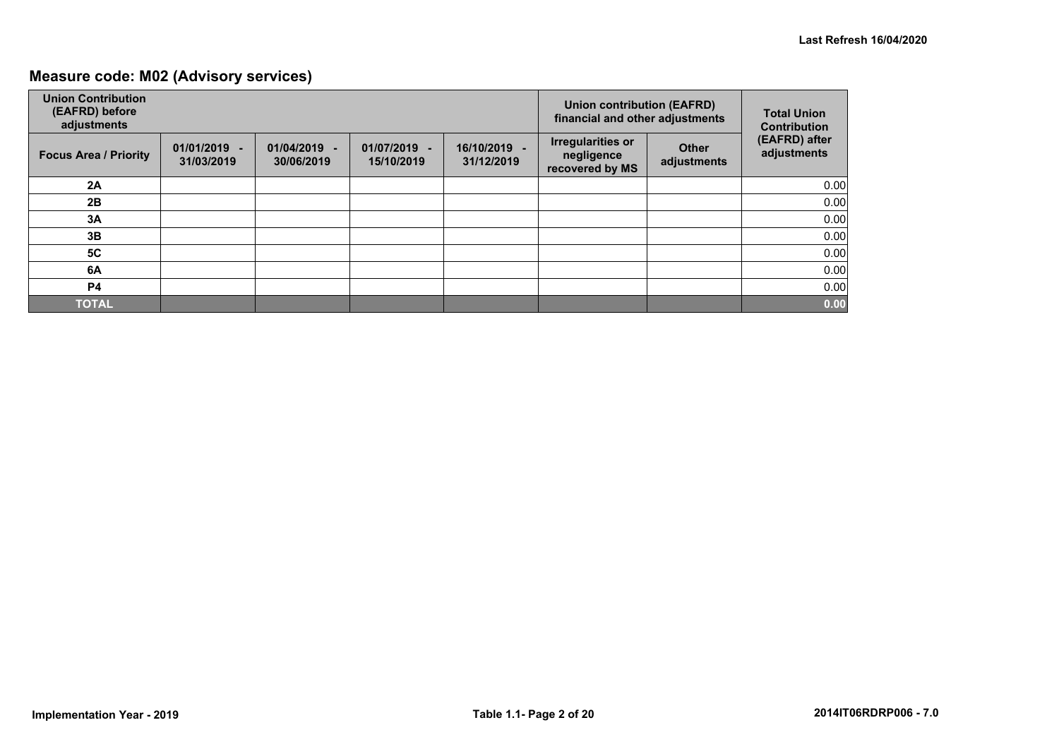## Measure code: M02 (Advisory services)

| Union Contribution (EAFRD) before adjustments | | | | | Union contribution (EAFRD) financial and other adjustments | | Total Union Contribution (EAFRD) after adjustments |
|---|---|---|---|---|---|---|---|
| Focus Area / Priority | 01/01/2019 - 31/03/2019 | 01/04/2019 - 30/06/2019 | 01/07/2019 - 15/10/2019 | 16/10/2019 - 31/12/2019 | Irregularities or negligence recovered by MS | Other adjustments | |
| 2A | | | | | | | 0.00 |
| 2B | | | | | | | 0.00 |
| 3A | | | | | | | 0.00 |
| 3B | | | | | | | 0.00 |
| 5C | | | | | | | 0.00 |
| 6A | | | | | | | 0.00 |
| P4 | | | | | | | 0.00 |
| **TOTAL** | | | | | | | **0.00** |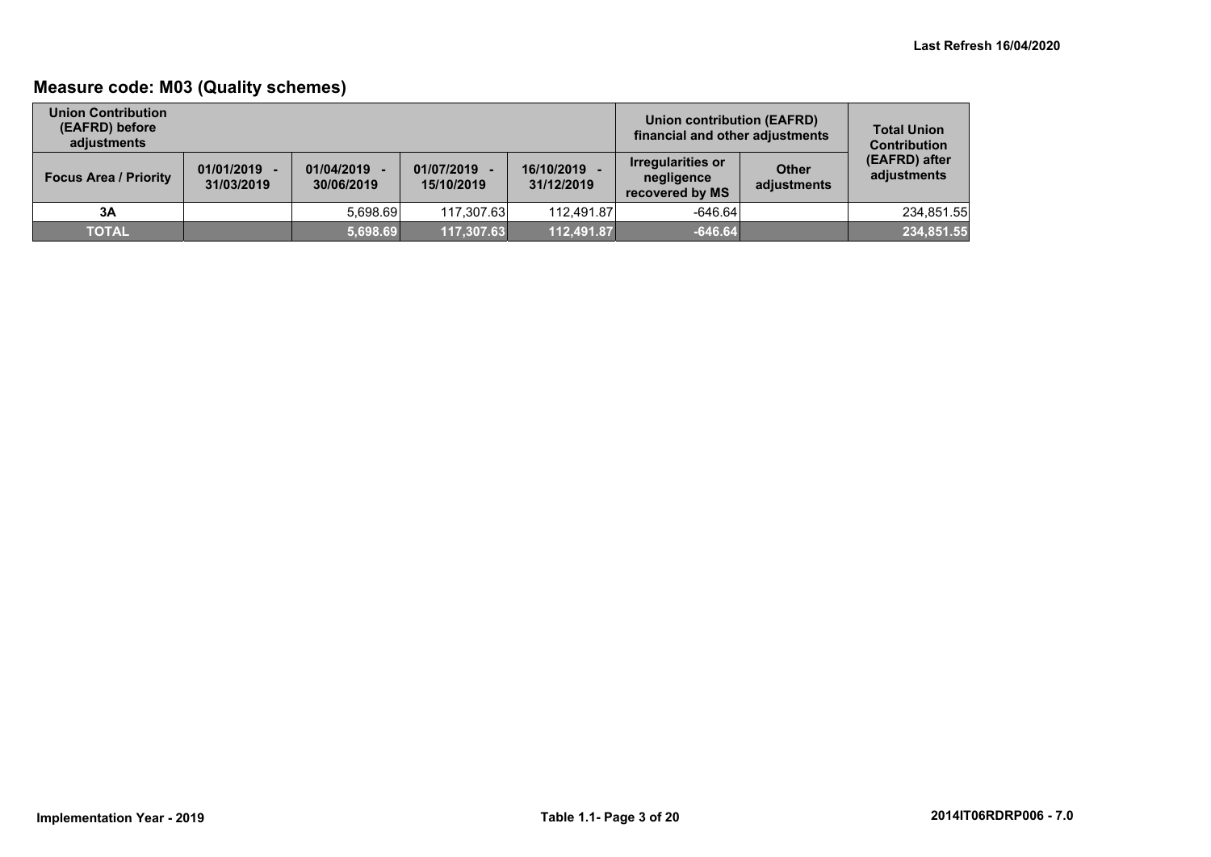## Measure code: M03 (Quality schemes)

| Union Contribution (EAFRD) before adjustments | | | | | Union contribution (EAFRD) financial and other adjustments | | Total Union Contribution (EAFRD) after adjustments |
|---|---|---|---|---|---|---|---|
| Focus Area / Priority | 01/01/2019 - 31/03/2019 | 01/04/2019 - 30/06/2019 | 01/07/2019 - 15/10/2019 | 16/10/2019 - 31/12/2019 | Irregularities or negligence recovered by MS | Other adjustments | |
| 3A | | 5,698.69 | 117,307.63 | 112,491.87 | -646.64 | | 234,851.55 |
| **TOTAL** | | **5,698.69** | **117,307.63** | **112,491.87** | **-646.64** | | **234,851.55** |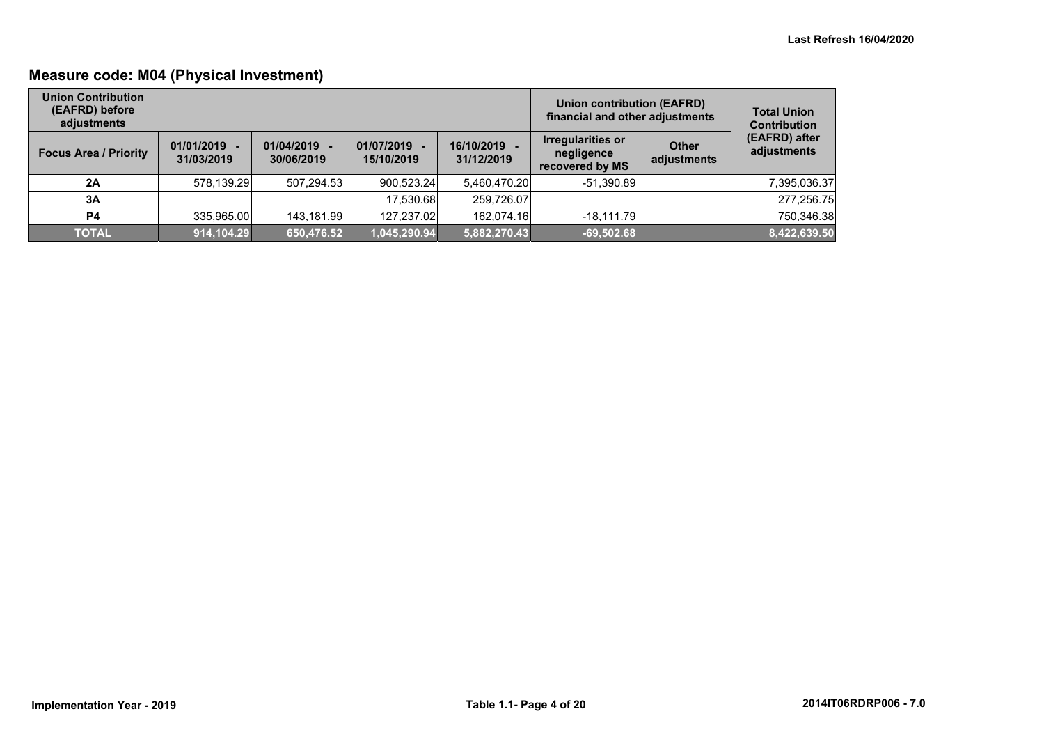## Measure code: M04 (Physical Investment)

| Union Contribution (EAFRD) before adjustments | | | | | Union contribution (EAFRD) financial and other adjustments | | Total Union Contribution (EAFRD) after adjustments |
|---|---|---|---|---|---|---|---|
| Focus Area / Priority | 01/01/2019 - 31/03/2019 | 01/04/2019 - 30/06/2019 | 01/07/2019 - 15/10/2019 | 16/10/2019 - 31/12/2019 | Irregularities or negligence recovered by MS | Other adjustments | |
| 2A | 578,139.29 | 507,294.53 | 900,523.24 | 5,460,470.20 | -51,390.89 | | 7,395,036.37 |
| 3A | | | 17,530.68 | 259,726.07 | | | 277,256.75 |
| P4 | 335,965.00 | 143,181.99 | 127,237.02 | 162,074.16 | -18,111.79 | | 750,346.38 |
| **TOTAL** | **914,104.29** | **650,476.52** | **1,045,290.94** | **5,882,270.43** | **-69,502.68** | | **8,422,639.50** |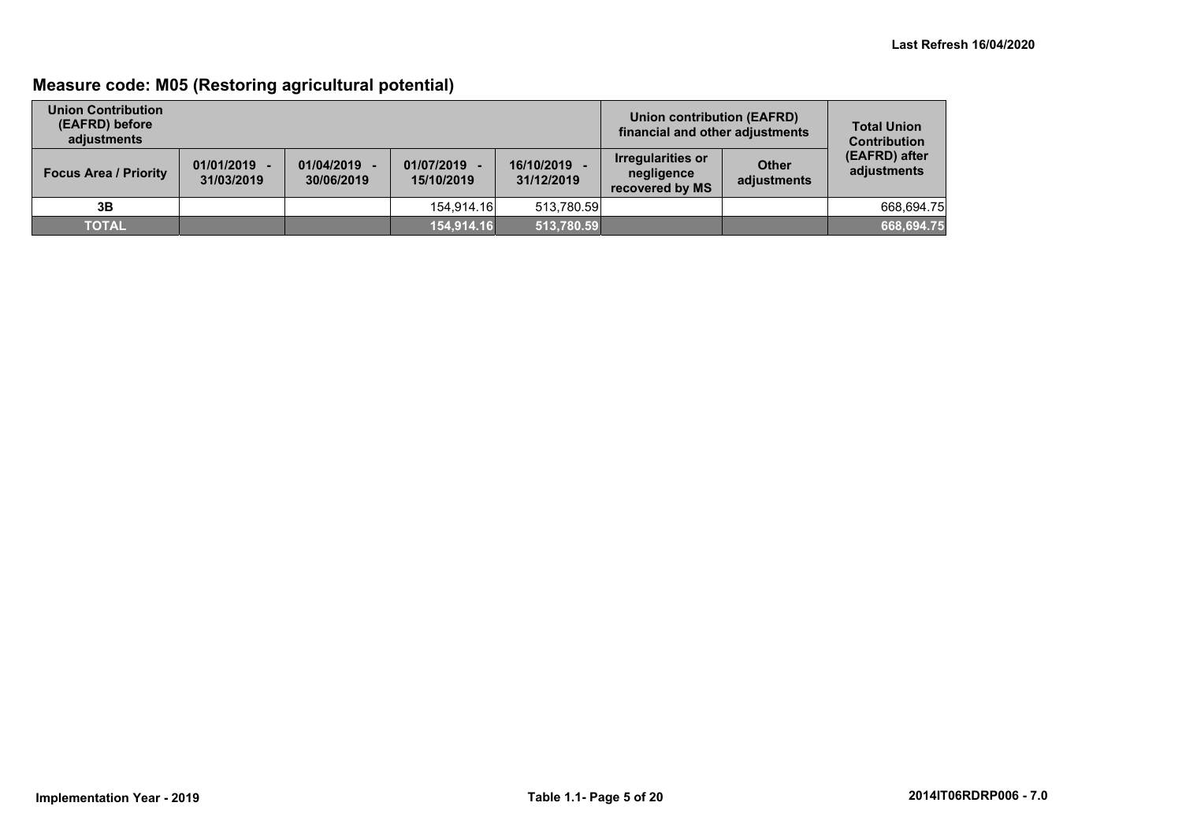## Measure code: M05 (Restoring agricultural potential)

| Union Contribution (EAFRD) before adjustments | | | | | Union contribution (EAFRD) financial and other adjustments | | Total Union Contribution (EAFRD) after adjustments |
|---|---|---|---|---|---|---|---|
| Focus Area / Priority | 01/01/2019 - 31/03/2019 | 01/04/2019 - 30/06/2019 | 01/07/2019 - 15/10/2019 | 16/10/2019 - 31/12/2019 | Irregularities or negligence recovered by MS | Other adjustments | |
| 3B | | | 154,914.16 | 513,780.59 | | | 668,694.75 |
| **TOTAL** | | | **154,914.16** | **513,780.59** | | | **668,694.75** |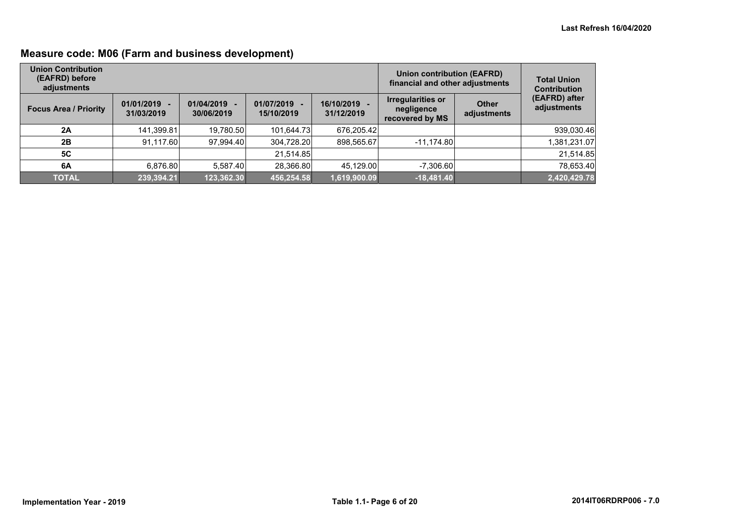## Measure code: M06 (Farm and business development)

| Union Contribution (EAFRD) before adjustments | | | | | Union contribution (EAFRD) financial and other adjustments | | Total Union Contribution (EAFRD) after adjustments |
|---|---|---|---|---|---|---|---|
| Focus Area / Priority | 01/01/2019 - 31/03/2019 | 01/04/2019 - 30/06/2019 | 01/07/2019 - 15/10/2019 | 16/10/2019 - 31/12/2019 | Irregularities or negligence recovered by MS | Other adjustments | |
| 2A | 141,399.81 | 19,780.50 | 101,644.73 | 676,205.42 | | | 939,030.46 |
| 2B | 91,117.60 | 97,994.40 | 304,728.20 | 898,565.67 | -11,174.80 | | 1,381,231.07 |
| 5C | | | 21,514.85 | | | | 21,514.85 |
| 6A | 6,876.80 | 5,587.40 | 28,366.80 | 45,129.00 | -7,306.60 | | 78,653.40 |
| **TOTAL** | **239,394.21** | **123,362.30** | **456,254.58** | **1,619,900.09** | **-18,481.40** | | **2,420,429.78** |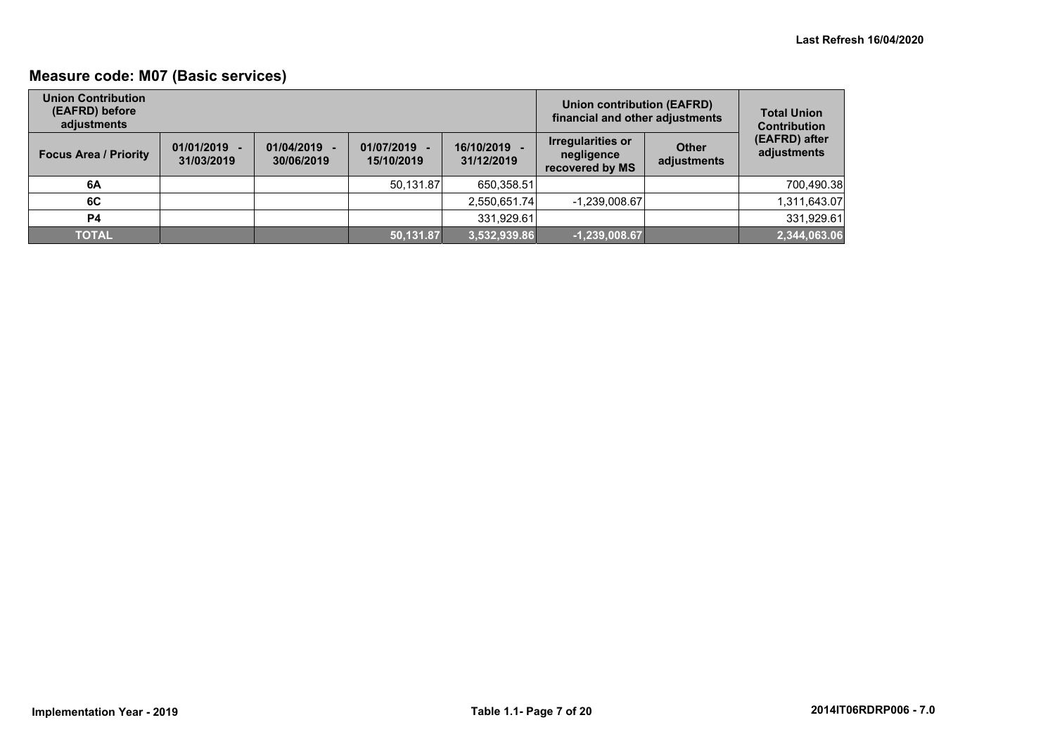## Measure code: M07 (Basic services)

| Union Contribution (EAFRD) before adjustments | | | | | Union contribution (EAFRD) financial and other adjustments | | Total Union Contribution (EAFRD) after adjustments |
|---|---|---|---|---|---|---|---|
| Focus Area / Priority | 01/01/2019 - 31/03/2019 | 01/04/2019 - 30/06/2019 | 01/07/2019 - 15/10/2019 | 16/10/2019 - 31/12/2019 | Irregularities or negligence recovered by MS | Other adjustments | |
| 6A | | | 50,131.87 | 650,358.51 | | | 700,490.38 |
| 6C | | | | 2,550,651.74 | -1,239,008.67 | | 1,311,643.07 |
| P4 | | | | 331,929.61 | | | 331,929.61 |
| **TOTAL** | | | **50,131.87** | **3,532,939.86** | **-1,239,008.67** | | **2,344,063.06** |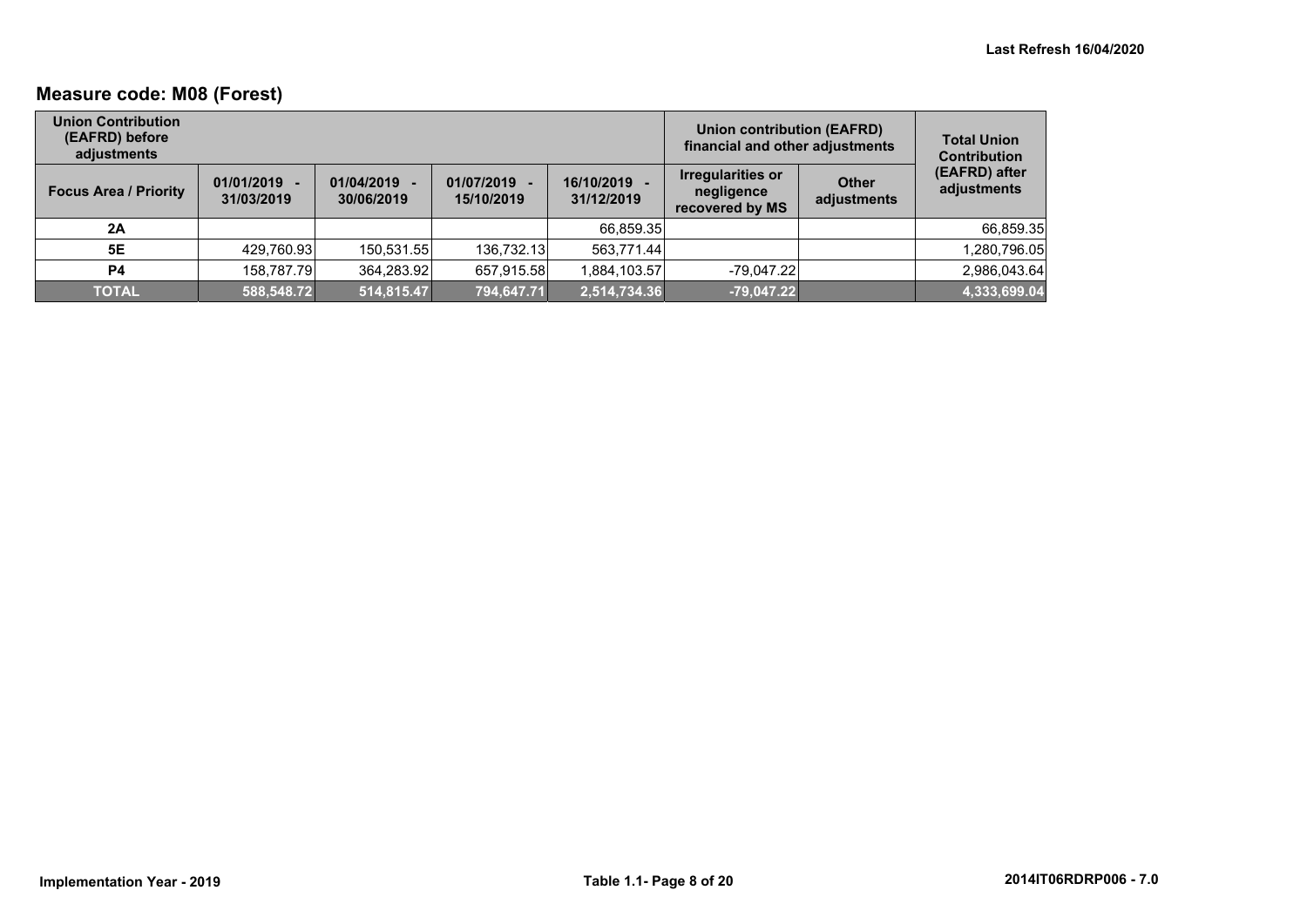## Measure code: M08 (Forest)

| Union Contribution (EAFRD) before adjustments | | | | | Union contribution (EAFRD) financial and other adjustments | | Total Union Contribution (EAFRD) after adjustments |
|---|---|---|---|---|---|---|---|
| Focus Area / Priority | 01/01/2019 - 31/03/2019 | 01/04/2019 - 30/06/2019 | 01/07/2019 - 15/10/2019 | 16/10/2019 - 31/12/2019 | Irregularities or negligence recovered by MS | Other adjustments | |
| 2A | | | | 66,859.35 | | | 66,859.35 |
| 5E | 429,760.93 | 150,531.55 | 136,732.13 | 563,771.44 | | | 1,280,796.05 |
| P4 | 158,787.79 | 364,283.92 | 657,915.58 | 1,884,103.57 | -79,047.22 | | 2,986,043.64 |
| **TOTAL** | **588,548.72** | **514,815.47** | **794,647.71** | **2,514,734.36** | **-79,047.22** | | **4,333,699.04** |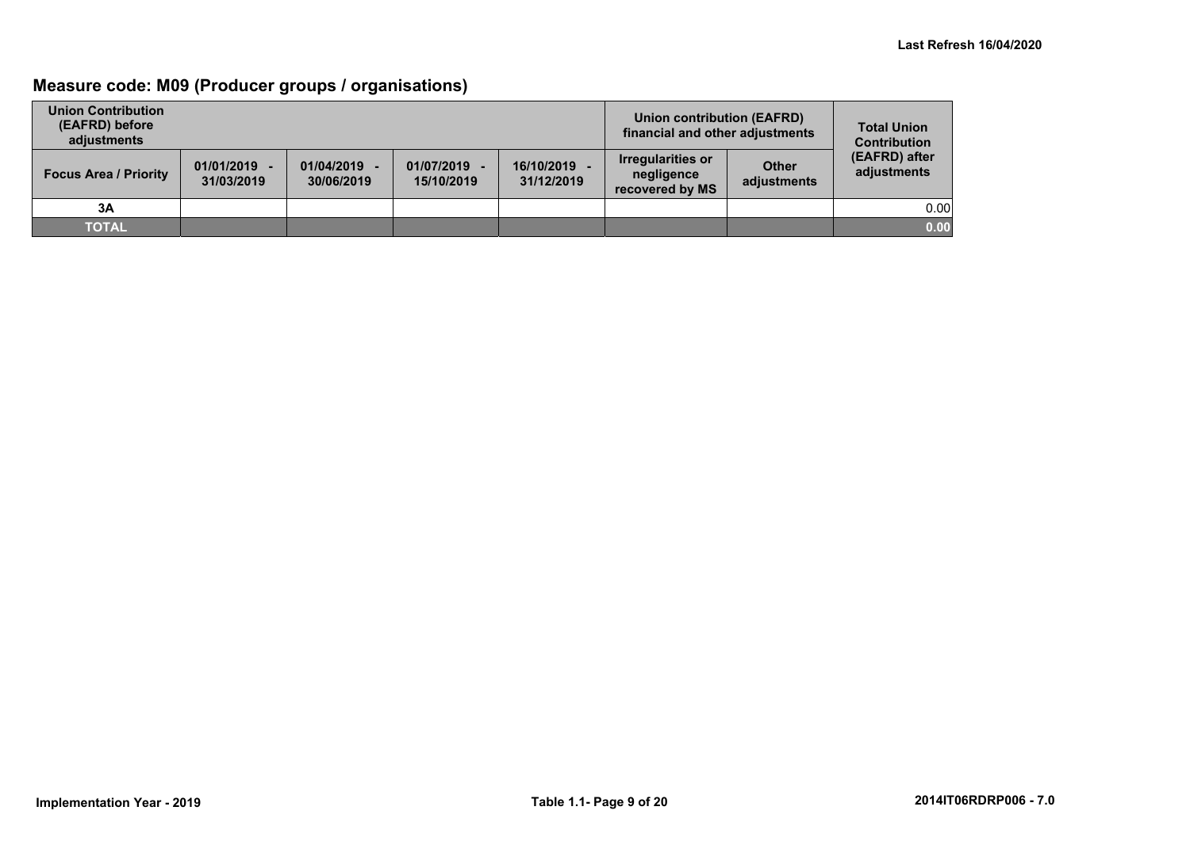## Measure code: M09 (Producer groups / organisations)

| Union Contribution (EAFRD) before adjustments | | | | | Union contribution (EAFRD) financial and other adjustments | | Total Union Contribution (EAFRD) after adjustments |
|---|---|---|---|---|---|---|---|
| Focus Area / Priority | 01/01/2019 - 31/03/2019 | 01/04/2019 - 30/06/2019 | 01/07/2019 - 15/10/2019 | 16/10/2019 - 31/12/2019 | Irregularities or negligence recovered by MS | Other adjustments | |
| 3A | | | | | | | 0.00 |
| **TOTAL** | | | | | | | **0.00** |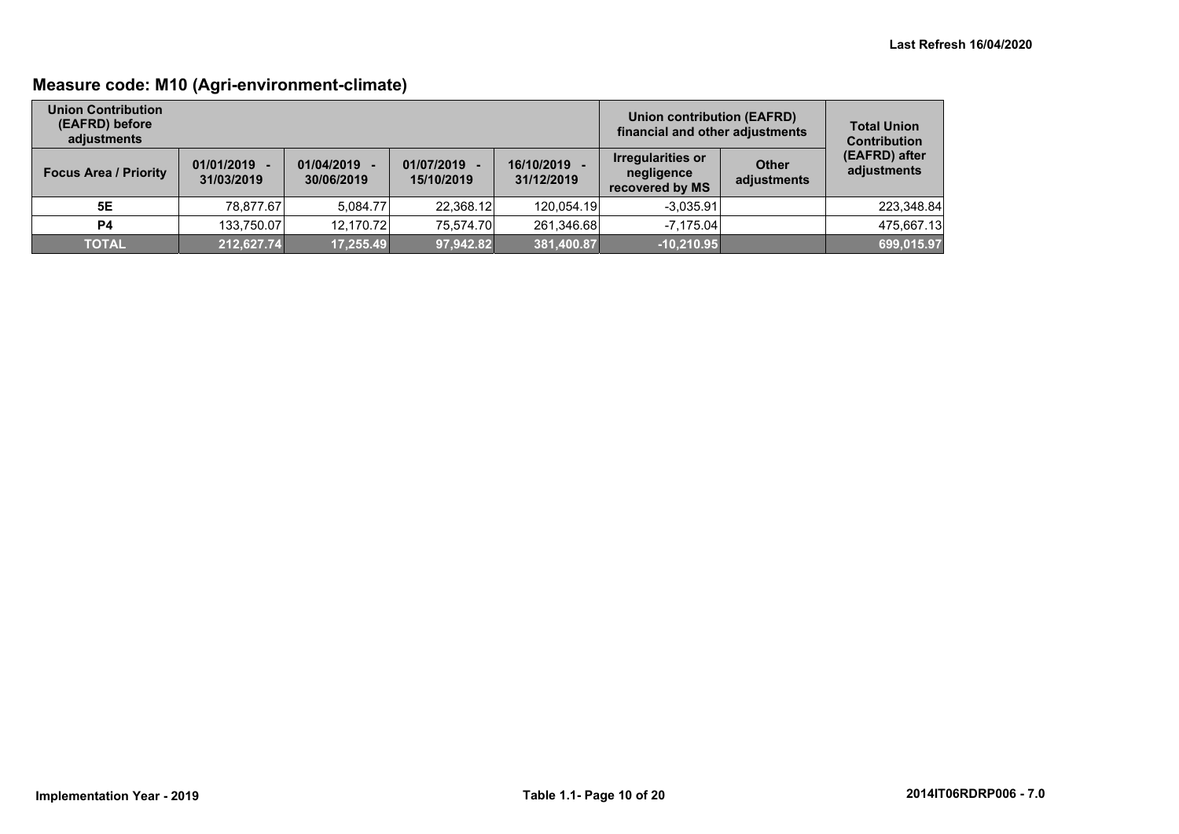## Measure code: M10 (Agri-environment-climate)

| Union Contribution (EAFRD) before adjustments | | | | | Union contribution (EAFRD) financial and other adjustments | | Total Union Contribution (EAFRD) after adjustments |
|---|---|---|---|---|---|---|---|
| Focus Area / Priority | 01/01/2019 - 31/03/2019 | 01/04/2019 - 30/06/2019 | 01/07/2019 - 15/10/2019 | 16/10/2019 - 31/12/2019 | Irregularities or negligence recovered by MS | Other adjustments | |
| 5E | 78,877.67 | 5,084.77 | 22,368.12 | 120,054.19 | -3,035.91 | | 223,348.84 |
| P4 | 133,750.07 | 12,170.72 | 75,574.70 | 261,346.68 | -7,175.04 | | 475,667.13 |
| **TOTAL** | **212,627.74** | **17,255.49** | **97,942.82** | **381,400.87** | **-10,210.95** | | **699,015.97** |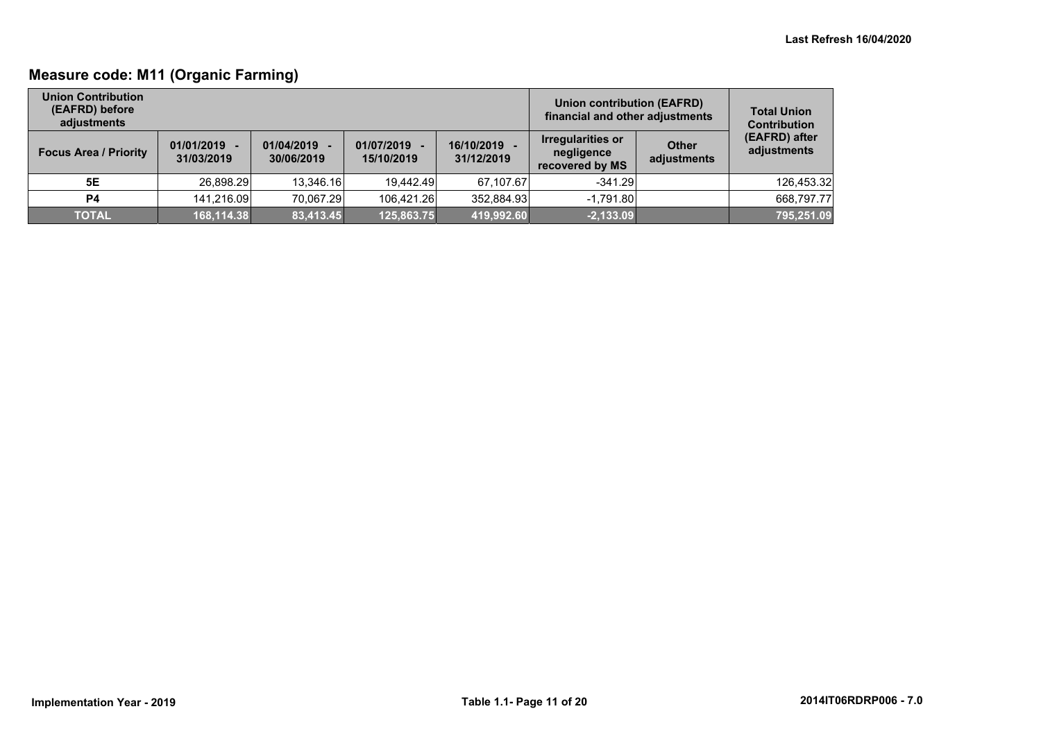## Measure code: M11 (Organic Farming)

| Union Contribution (EAFRD) before adjustments | | | | | Union contribution (EAFRD) financial and other adjustments | | Total Union Contribution (EAFRD) after adjustments |
|---|---|---|---|---|---|---|---|
| Focus Area / Priority | 01/01/2019 - 31/03/2019 | 01/04/2019 - 30/06/2019 | 01/07/2019 - 15/10/2019 | 16/10/2019 - 31/12/2019 | Irregularities or negligence recovered by MS | Other adjustments | |
| 5E | 26,898.29 | 13,346.16 | 19,442.49 | 67,107.67 | -341.29 | | 126,453.32 |
| P4 | 141,216.09 | 70,067.29 | 106,421.26 | 352,884.93 | -1,791.80 | | 668,797.77 |
| **TOTAL** | **168,114.38** | **83,413.45** | **125,863.75** | **419,992.60** | **-2,133.09** | | **795,251.09** |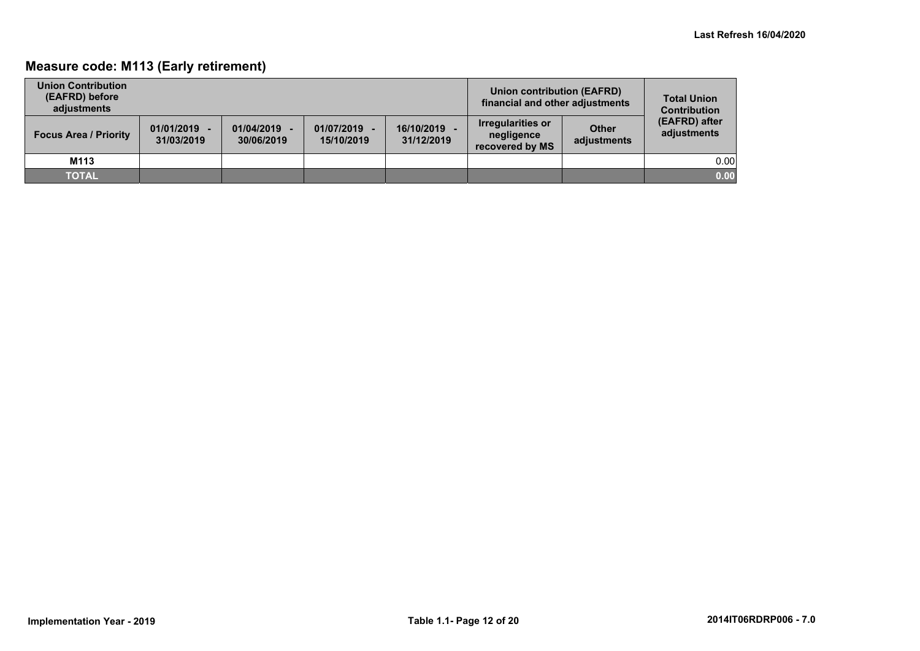## Measure code: M113 (Early retirement)

| Union Contribution (EAFRD) before adjustments | | | | | Union contribution (EAFRD) financial and other adjustments | | Total Union Contribution (EAFRD) after adjustments |
|---|---|---|---|---|---|---|---|
| Focus Area / Priority | 01/01/2019 - 31/03/2019 | 01/04/2019 - 30/06/2019 | 01/07/2019 - 15/10/2019 | 16/10/2019 - 31/12/2019 | Irregularities or negligence recovered by MS | Other adjustments | |
| M113 | | | | | | | 0.00 |
| **TOTAL** | | | | | | | **0.00** |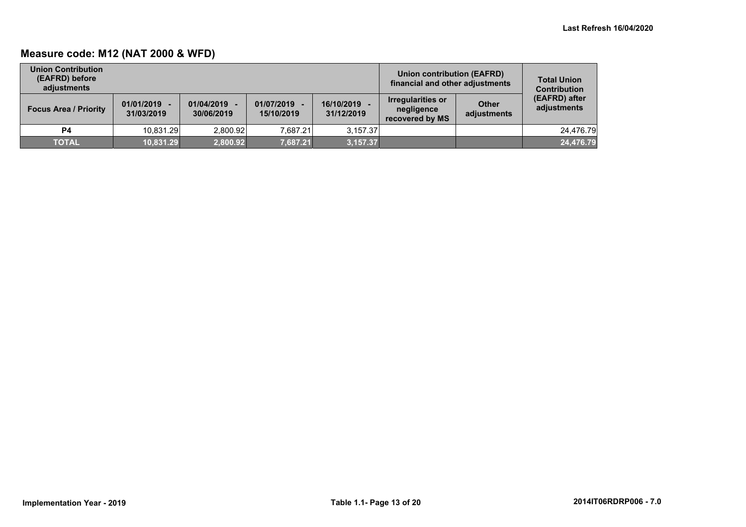## Measure code: M12 (NAT 2000 & WFD)

| Union Contribution (EAFRD) before adjustments | | | | | Union contribution (EAFRD) financial and other adjustments | | Total Union Contribution (EAFRD) after adjustments |
|---|---|---|---|---|---|---|---|
| Focus Area / Priority | 01/01/2019 - 31/03/2019 | 01/04/2019 - 30/06/2019 | 01/07/2019 - 15/10/2019 | 16/10/2019 - 31/12/2019 | Irregularities or negligence recovered by MS | Other adjustments | |
| P4 | 10,831.29 | 2,800.92 | 7,687.21 | 3,157.37 | | | 24,476.79 |
| **TOTAL** | **10,831.29** | **2,800.92** | **7,687.21** | **3,157.37** | | | **24,476.79** |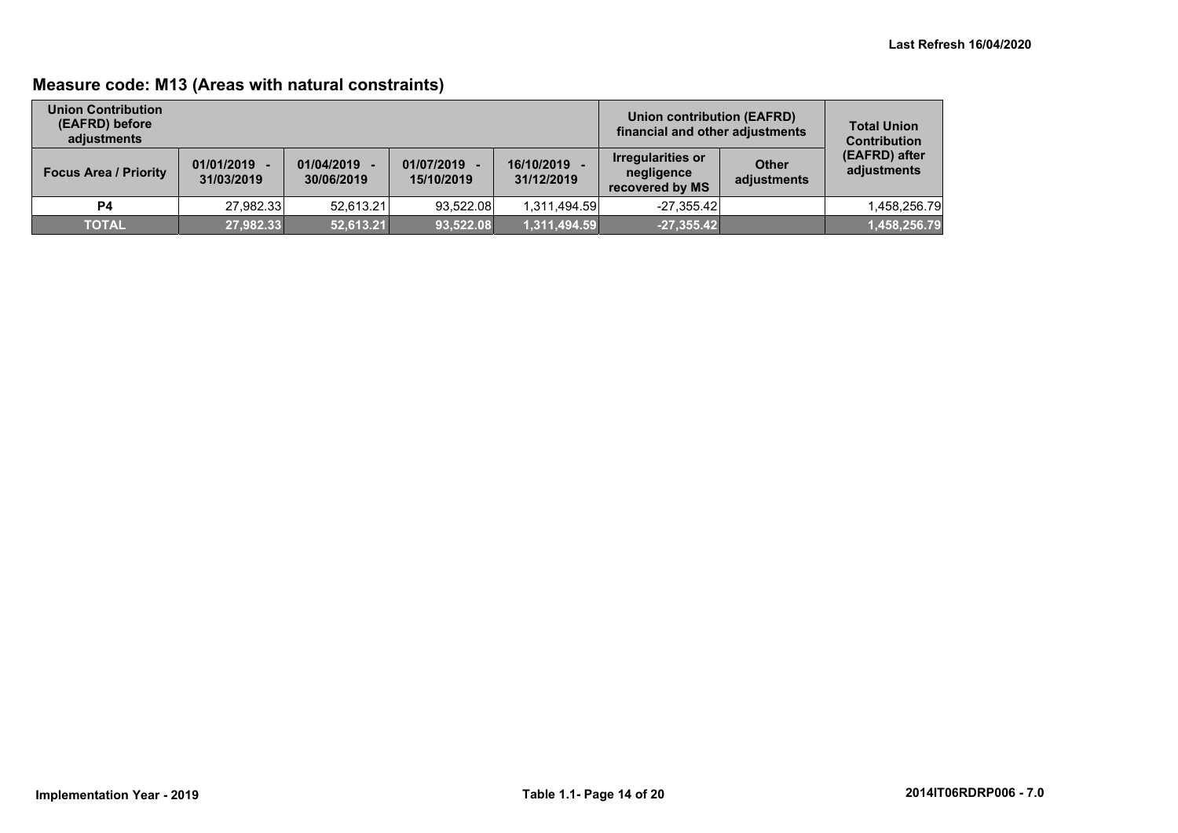## Measure code: M13 (Areas with natural constraints)

| Union Contribution (EAFRD) before adjustments | | | | | Union contribution (EAFRD) financial and other adjustments | | Total Union Contribution (EAFRD) after adjustments |
|---|---|---|---|---|---|---|---|
| Focus Area / Priority | 01/01/2019 - 31/03/2019 | 01/04/2019 - 30/06/2019 | 01/07/2019 - 15/10/2019 | 16/10/2019 - 31/12/2019 | Irregularities or negligence recovered by MS | Other adjustments | |
| P4 | 27,982.33 | 52,613.21 | 93,522.08 | 1,311,494.59 | -27,355.42 | | 1,458,256.79 |
| TOTAL | 27,982.33 | 52,613.21 | 93,522.08 | 1,311,494.59 | -27,355.42 | | 1,458,256.79 |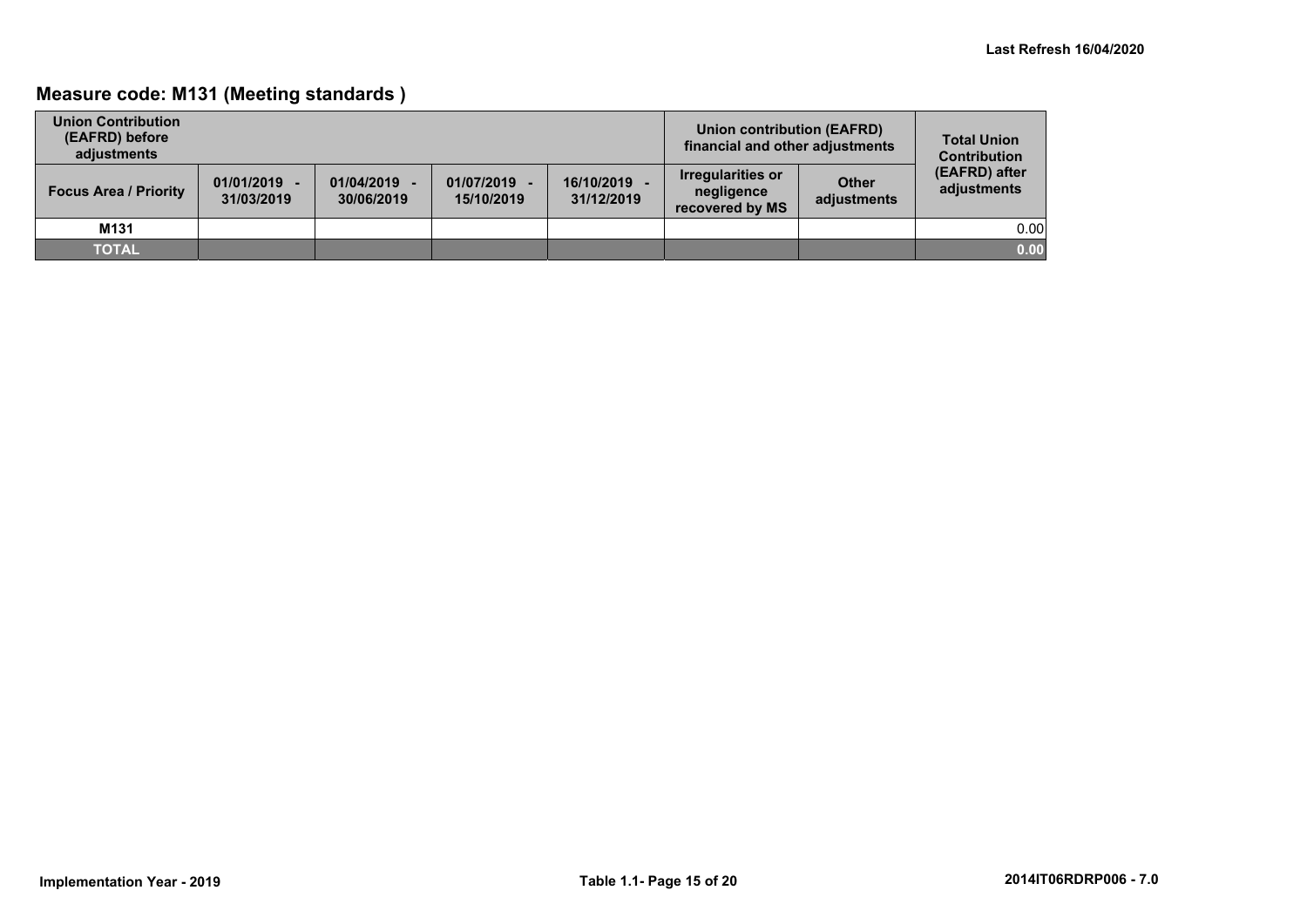## Measure code: M131 (Meeting standards )

| Union Contribution (EAFRD) before adjustments | | | | | Union contribution (EAFRD) financial and other adjustments | | Total Union Contribution (EAFRD) after adjustments |
|---|---|---|---|---|---|---|---|
| Focus Area / Priority | 01/01/2019 - 31/03/2019 | 01/04/2019 - 30/06/2019 | 01/07/2019 - 15/10/2019 | 16/10/2019 - 31/12/2019 | Irregularities or negligence recovered by MS | Other adjustments | |
| **M131** | | | | | | | 0.00 |
| **TOTAL** | | | | | | | **0.00** |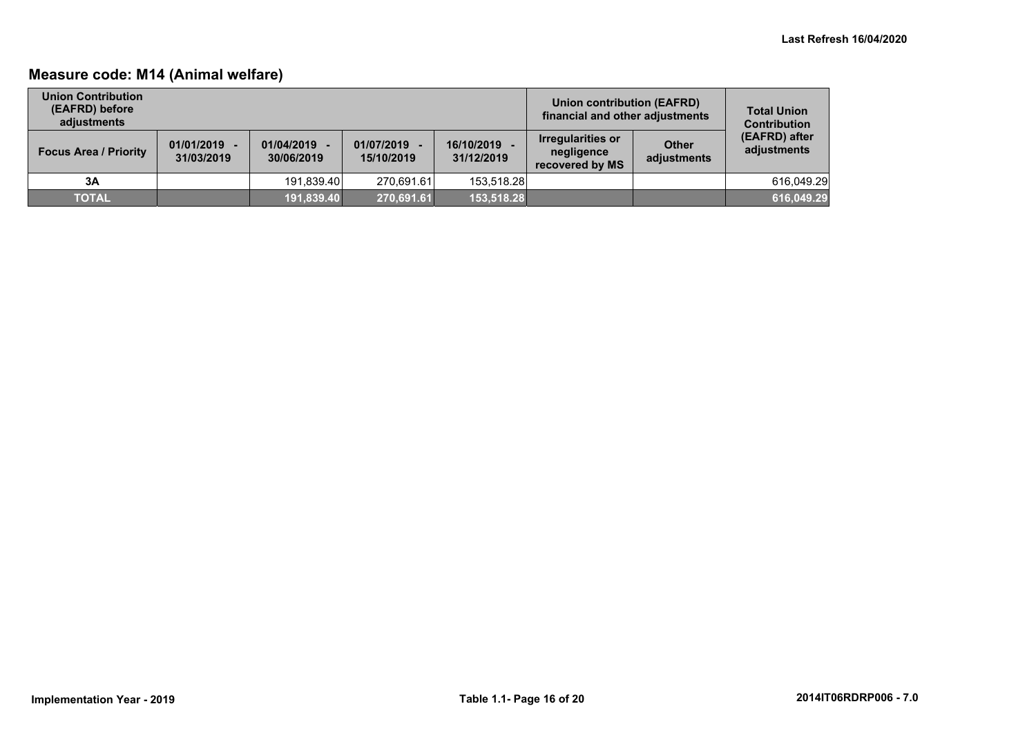## Measure code: M14 (Animal welfare)

| Union Contribution (EAFRD) before adjustments | | | | | Union contribution (EAFRD) financial and other adjustments | | Total Union Contribution (EAFRD) after adjustments |
|---|---|---|---|---|---|---|---|
| Focus Area / Priority | 01/01/2019 - 31/03/2019 | 01/04/2019 - 30/06/2019 | 01/07/2019 - 15/10/2019 | 16/10/2019 - 31/12/2019 | Irregularities or negligence recovered by MS | Other adjustments | |
| 3A | | 191,839.40 | 270,691.61 | 153,518.28 | | | 616,049.29 |
| **TOTAL** | | **191,839.40** | **270,691.61** | **153,518.28** | | | **616,049.29** |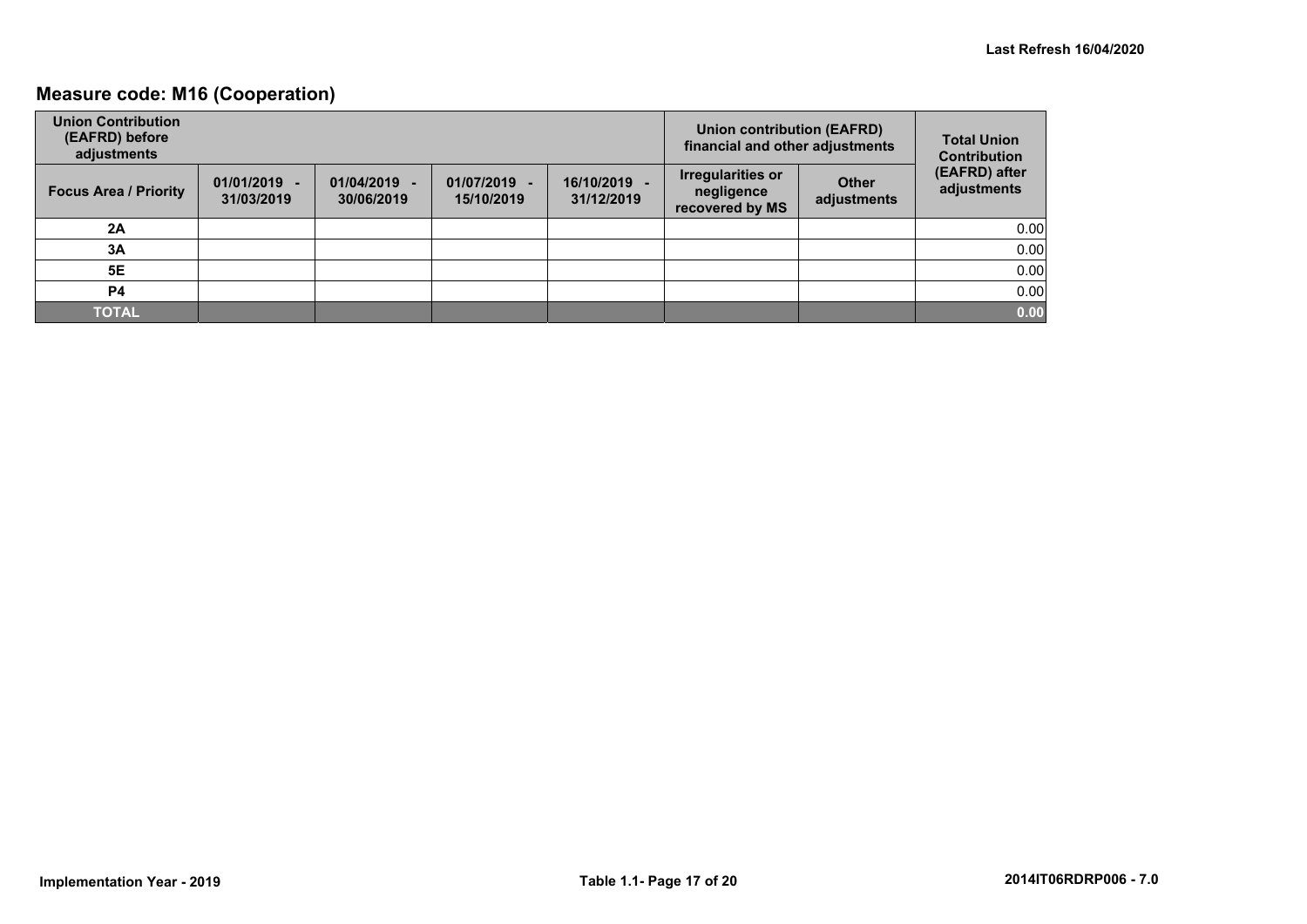## Measure code: M16 (Cooperation)

| Union Contribution (EAFRD) before adjustments | | | | | Union contribution (EAFRD) financial and other adjustments | | Total Union Contribution (EAFRD) after adjustments |
|---|---|---|---|---|---|---|---|
| Focus Area / Priority | 01/01/2019 - 31/03/2019 | 01/04/2019 - 30/06/2019 | 01/07/2019 - 15/10/2019 | 16/10/2019 - 31/12/2019 | Irregularities or negligence recovered by MS | Other adjustments | |
| 2A | | | | | | | 0.00 |
| 3A | | | | | | | 0.00 |
| 5E | | | | | | | 0.00 |
| P4 | | | | | | | 0.00 |
| **TOTAL** | | | | | | | **0.00** |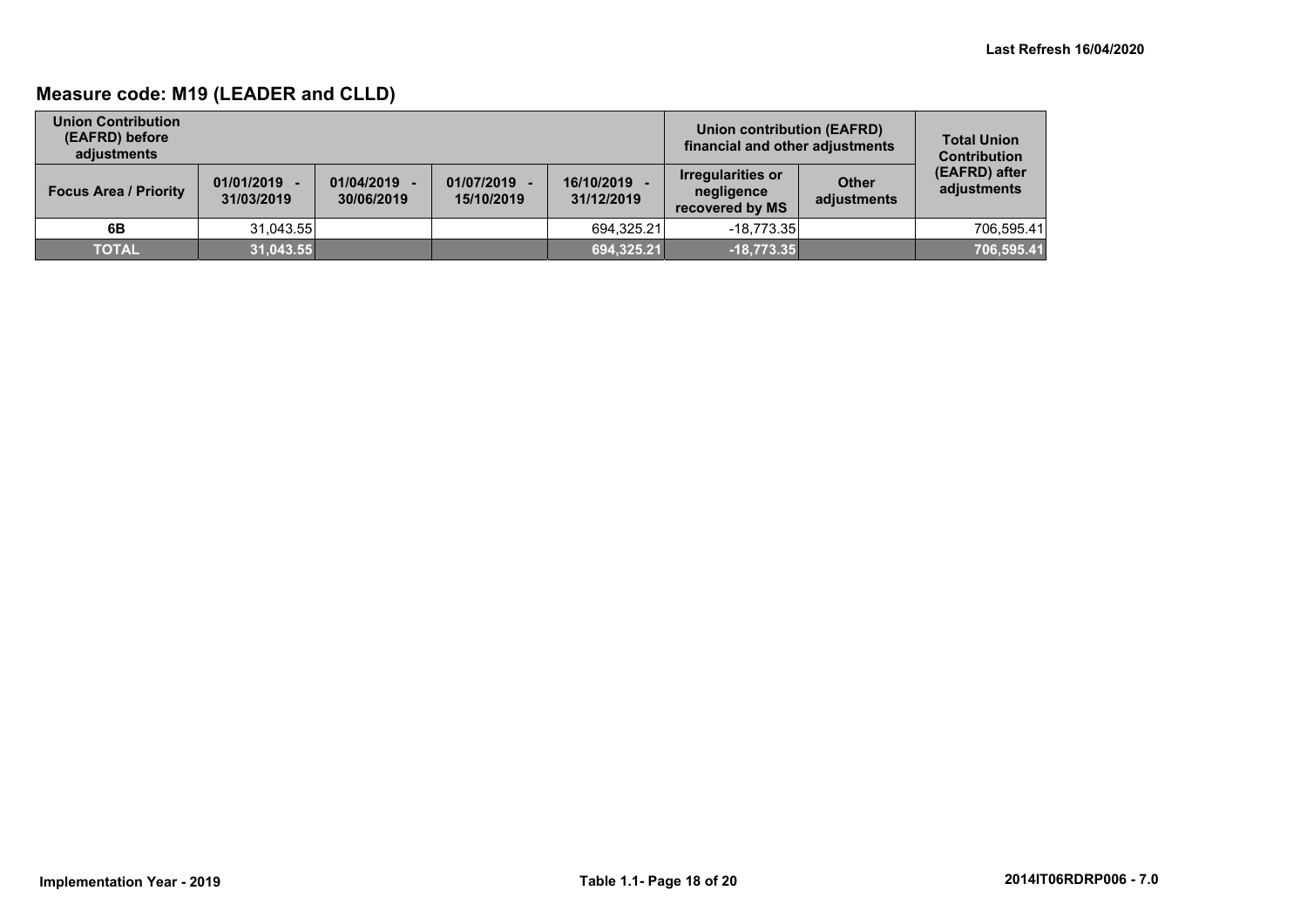## Measure code: M19 (LEADER and CLLD)

| Union Contribution (EAFRD) before adjustments | | | | | Union contribution (EAFRD) financial and other adjustments | | Total Union Contribution (EAFRD) after adjustments |
|---|---|---|---|---|---|---|---|
| Focus Area / Priority | 01/01/2019 - 31/03/2019 | 01/04/2019 - 30/06/2019 | 01/07/2019 - 15/10/2019 | 16/10/2019 - 31/12/2019 | Irregularities or negligence recovered by MS | Other adjustments | |
| 6B | 31,043.55 | | | 694,325.21 | -18,773.35 | | 706,595.41 |
| **TOTAL** | **31,043.55** | | | **694,325.21** | **-18,773.35** | | **706,595.41** |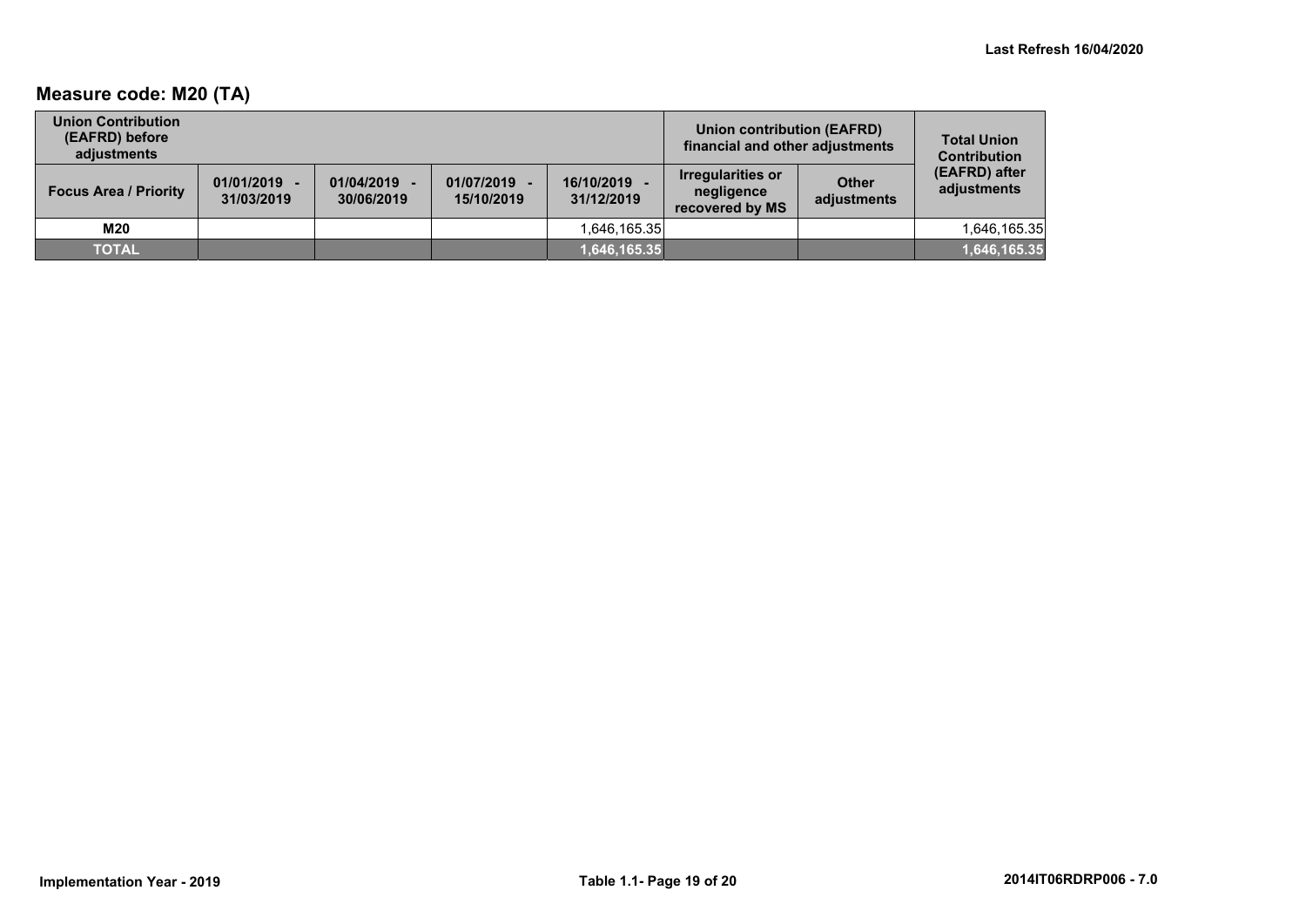## Measure code: M20 (TA)

| Union Contribution (EAFRD) before adjustments | | | | | Union contribution (EAFRD) financial and other adjustments | | Total Union Contribution (EAFRD) after adjustments |
|---|---|---|---|---|---|---|---|
| Focus Area / Priority | 01/01/2019 - 31/03/2019 | 01/04/2019 - 30/06/2019 | 01/07/2019 - 15/10/2019 | 16/10/2019 - 31/12/2019 | Irregularities or negligence recovered by MS | Other adjustments | |
| M20 | | | | 1,646,165.35 | | | 1,646,165.35 |
| **TOTAL** | | | | **1,646,165.35** | | | **1,646,165.35** |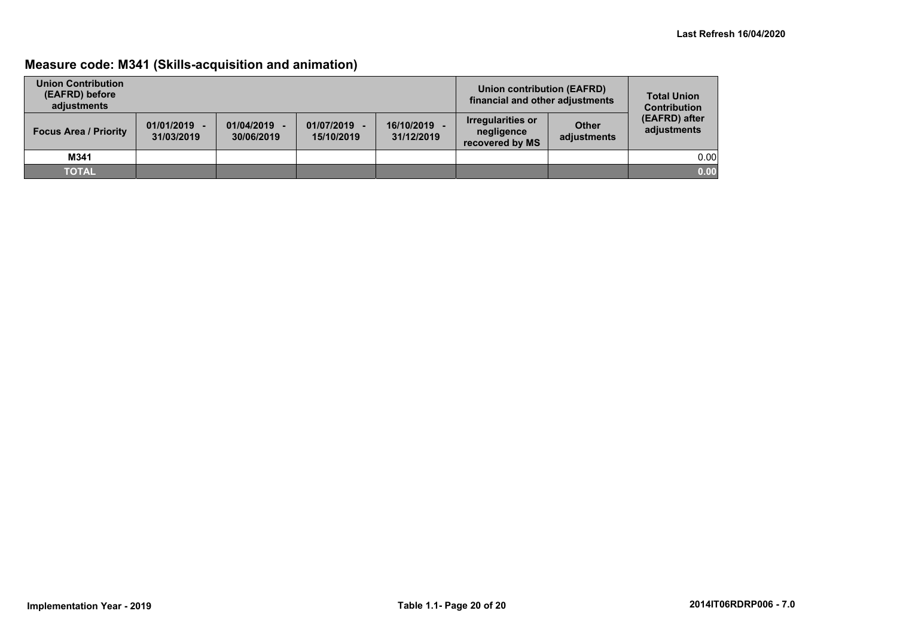## Measure code: M341 (Skills-acquisition and animation)

| Union Contribution (EAFRD) before adjustments | | | | | Union contribution (EAFRD) financial and other adjustments | | Total Union Contribution (EAFRD) after adjustments |
|---|---|---|---|---|---|---|---|
| Focus Area / Priority | 01/01/2019 - 31/03/2019 | 01/04/2019 - 30/06/2019 | 01/07/2019 - 15/10/2019 | 16/10/2019 - 31/12/2019 | Irregularities or negligence recovered by MS | Other adjustments | |
| M341 | | | | | | | 0.00 |
| **TOTAL** | | | | | | | **0.00** |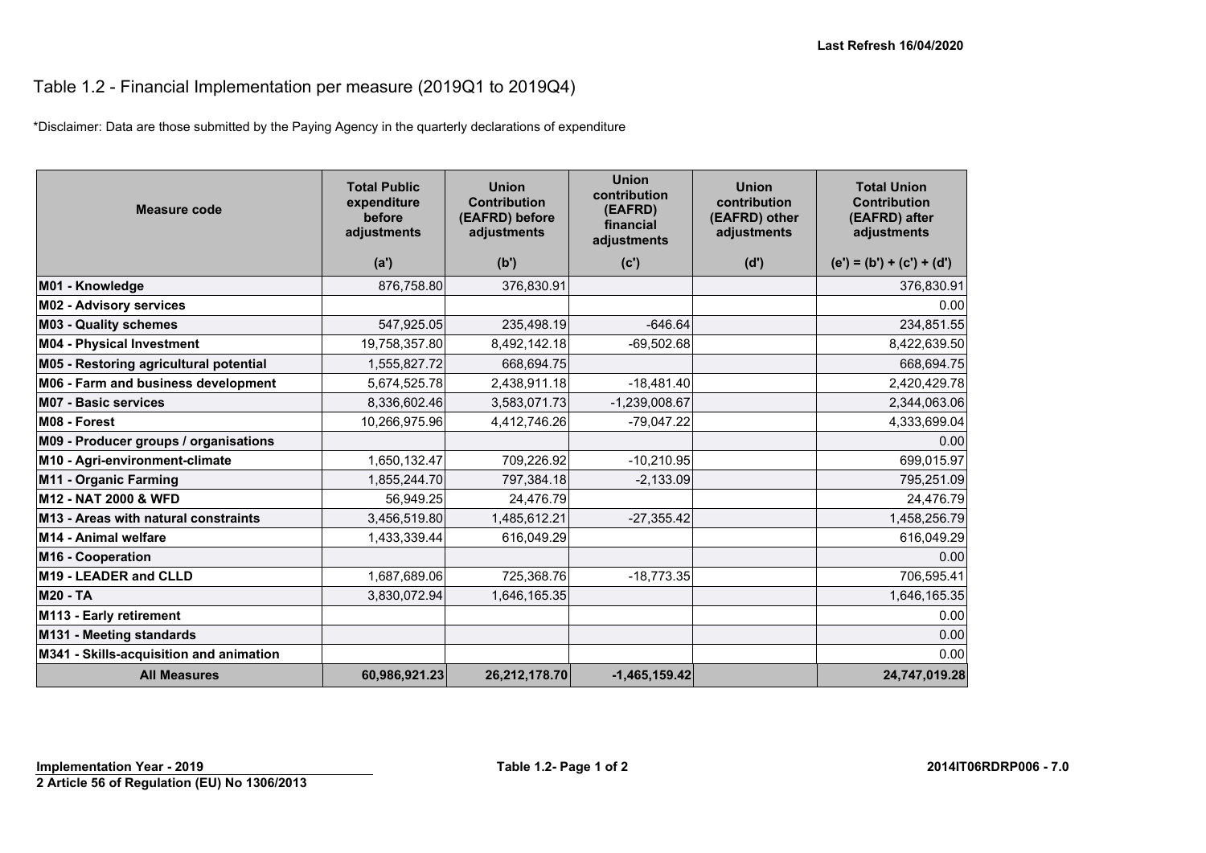Last Refresh 16/04/2020

# Table 1.2 - Financial Implementation per measure (2019Q1 to 2019Q4)

*Disclaimer: Data are those submitted by the Paying Agency in the quarterly declarations of expenditure

| Measure code | Total Public expenditure before adjustments | Union Contribution (EAFRD) before adjustments | Union contribution (EAFRD) financial adjustments | Union contribution (EAFRD) other adjustments | Total Union Contribution (EAFRD) after adjustments |
|---|---|---|---|---|---|
| | (a') | (b') | (c') | (d') | (e') = (b') + (c') + (d') |
| **M01 - Knowledge** | 876,758.80 | 376,830.91 | | | 376,830.91 |
| **M02 - Advisory services** | | | | | 0.00 |
| **M03 - Quality schemes** | 547,925.05 | 235,498.19 | -646.64 | | 234,851.55 |
| **M04 - Physical Investment** | 19,758,357.80 | 8,492,142.18 | -69,502.68 | | 8,422,639.50 |
| **M05 - Restoring agricultural potential** | 1,555,827.72 | 668,694.75 | | | 668,694.75 |
| **M06 - Farm and business development** | 5,674,525.78 | 2,438,911.18 | -18,481.40 | | 2,420,429.78 |
| **M07 - Basic services** | 8,336,602.46 | 3,583,071.73 | -1,239,008.67 | | 2,344,063.06 |
| **M08 - Forest** | 10,266,975.96 | 4,412,746.26 | -79,047.22 | | 4,333,699.04 |
| **M09 - Producer groups / organisations** | | | | | 0.00 |
| **M10 - Agri-environment-climate** | 1,650,132.47 | 709,226.92 | -10,210.95 | | 699,015.97 |
| **M11 - Organic Farming** | 1,855,244.70 | 797,384.18 | -2,133.09 | | 795,251.09 |
| **M12 - NAT 2000 & WFD** | 56,949.25 | 24,476.79 | | | 24,476.79 |
| **M13 - Areas with natural constraints** | 3,456,519.80 | 1,485,612.21 | -27,355.42 | | 1,458,256.79 |
| **M14 - Animal welfare** | 1,433,339.44 | 616,049.29 | | | 616,049.29 |
| **M16 - Cooperation** | | | | | 0.00 |
| **M19 - LEADER and CLLD** | 1,687,689.06 | 725,368.76 | -18,773.35 | | 706,595.41 |
| **M20 - TA** | 3,830,072.94 | 1,646,165.35 | | | 1,646,165.35 |
| **M113 - Early retirement** | | | | | 0.00 |
| **M131 - Meeting standards** | | | | | 0.00 |
| **M341 - Skills-acquisition and animation** | | | | | 0.00 |
| **All Measures** | **60,986,921.23** | **26,212,178.70** | **-1,465,159.42** | | **24,747,019.28** |

**Implementation Year - 2019**

**2 Article 56 of Regulation (EU) No 1306/2013**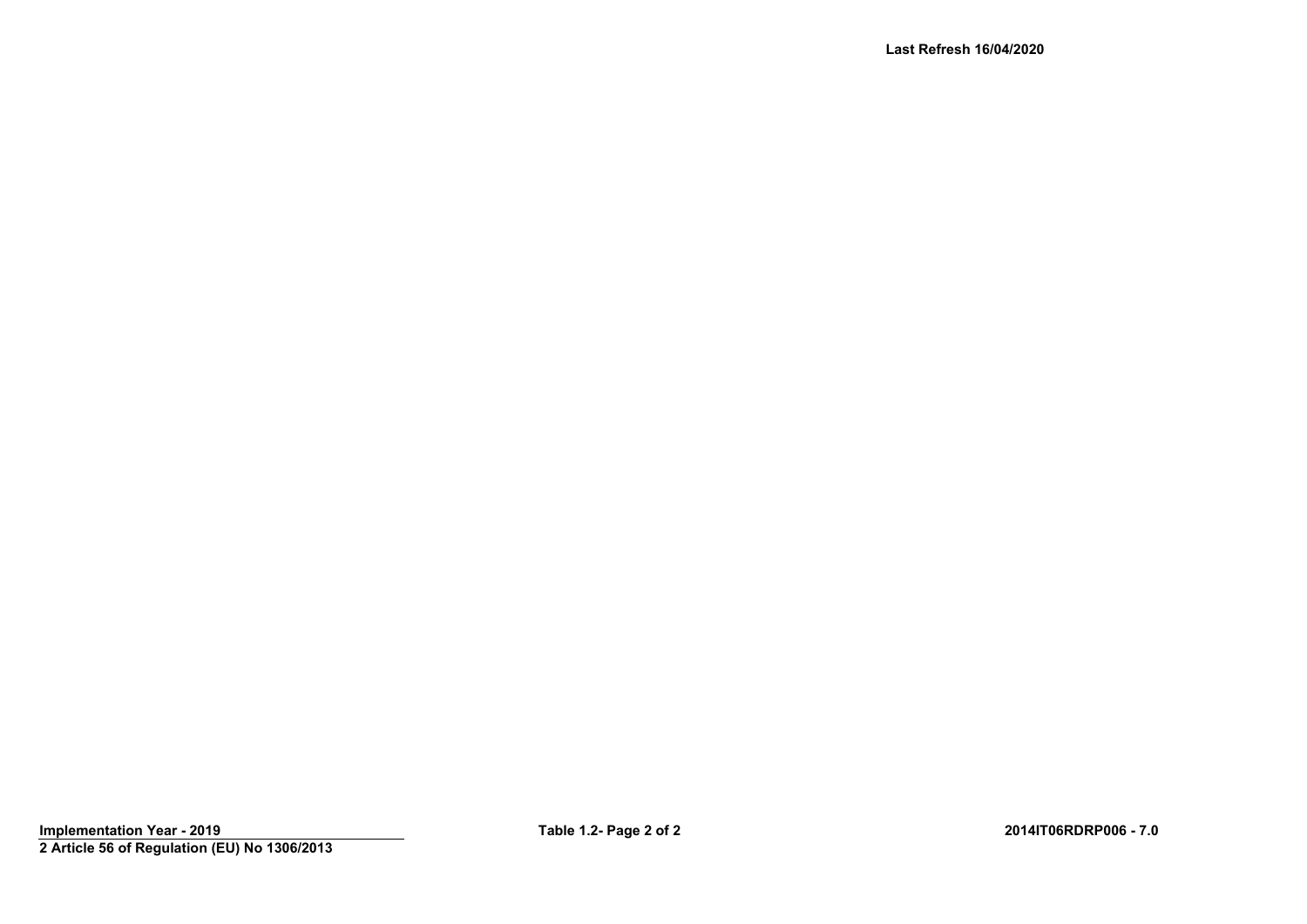[2] Article 56 of Regulation (EU) No 1306/2013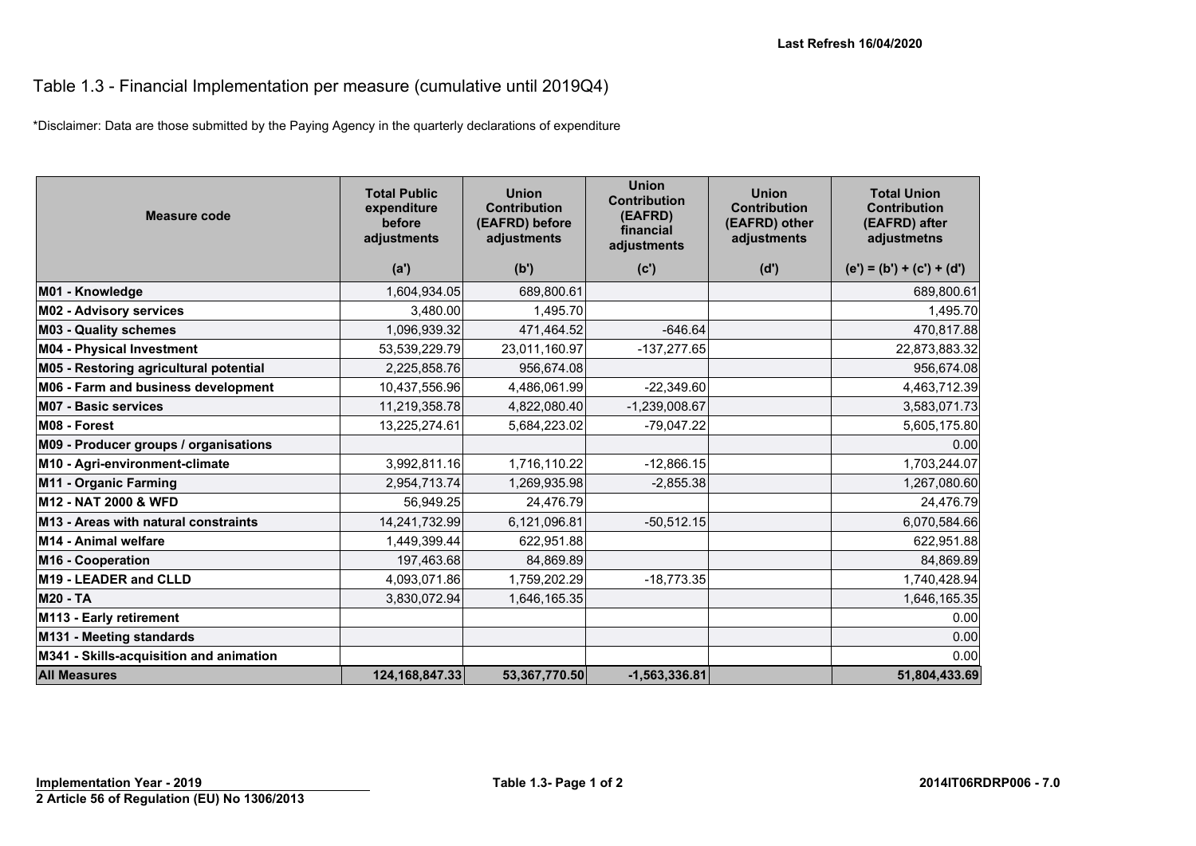Last Refresh 16/04/2020

# Table 1.3 - Financial Implementation per measure (cumulative until 2019Q4)

*Disclaimer: Data are those submitted by the Paying Agency in the quarterly declarations of expenditure

| Measure code | Total Public expenditure before adjustments | Union Contribution (EAFRD) before adjustments | Union Contribution (EAFRD) financial adjustments | Union Contribution (EAFRD) other adjustments | Total Union Contribution (EAFRD) after adjustmetns |
|---|---|---|---|---|---|
| | (a') | (b') | (c') | (d') | (e') = (b') + (c') + (d') |
| **M01 - Knowledge** | 1,604,934.05 | 689,800.61 | | | 689,800.61 |
| **M02 - Advisory services** | 3,480.00 | 1,495.70 | | | 1,495.70 |
| **M03 - Quality schemes** | 1,096,939.32 | 471,464.52 | -646.64 | | 470,817.88 |
| **M04 - Physical Investment** | 53,539,229.79 | 23,011,160.97 | -137,277.65 | | 22,873,883.32 |
| **M05 - Restoring agricultural potential** | 2,225,858.76 | 956,674.08 | | | 956,674.08 |
| **M06 - Farm and business development** | 10,437,556.96 | 4,486,061.99 | -22,349.60 | | 4,463,712.39 |
| **M07 - Basic services** | 11,219,358.78 | 4,822,080.40 | -1,239,008.67 | | 3,583,071.73 |
| **M08 - Forest** | 13,225,274.61 | 5,684,223.02 | -79,047.22 | | 5,605,175.80 |
| **M09 - Producer groups / organisations** | | | | | 0.00 |
| **M10 - Agri-environment-climate** | 3,992,811.16 | 1,716,110.22 | -12,866.15 | | 1,703,244.07 |
| **M11 - Organic Farming** | 2,954,713.74 | 1,269,935.98 | -2,855.38 | | 1,267,080.60 |
| **M12 - NAT 2000 & WFD** | 56,949.25 | 24,476.79 | | | 24,476.79 |
| **M13 - Areas with natural constraints** | 14,241,732.99 | 6,121,096.81 | -50,512.15 | | 6,070,584.66 |
| **M14 - Animal welfare** | 1,449,399.44 | 622,951.88 | | | 622,951.88 |
| **M16 - Cooperation** | 197,463.68 | 84,869.89 | | | 84,869.89 |
| **M19 - LEADER and CLLD** | 4,093,071.86 | 1,759,202.29 | -18,773.35 | | 1,740,428.94 |
| **M20 - TA** | 3,830,072.94 | 1,646,165.35 | | | 1,646,165.35 |
| **M113 - Early retirement** | | | | | 0.00 |
| **M131 - Meeting standards** | | | | | 0.00 |
| **M341 - Skills-acquisition and animation** | | | | | 0.00 |
| **All Measures** | **124,168,847.33** | **53,367,770.50** | **-1,563,336.81** | | **51,804,433.69** |

**Implementation Year - 2019**

**2 Article 56 of Regulation (EU) No 1306/2013**

**2014IT06RDRP006 - 7.0**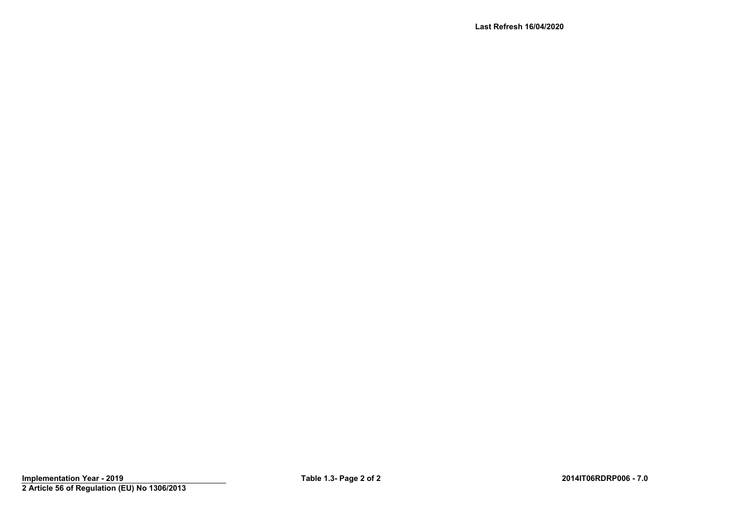2 Article 56 of Regulation (EU) No 1306/2013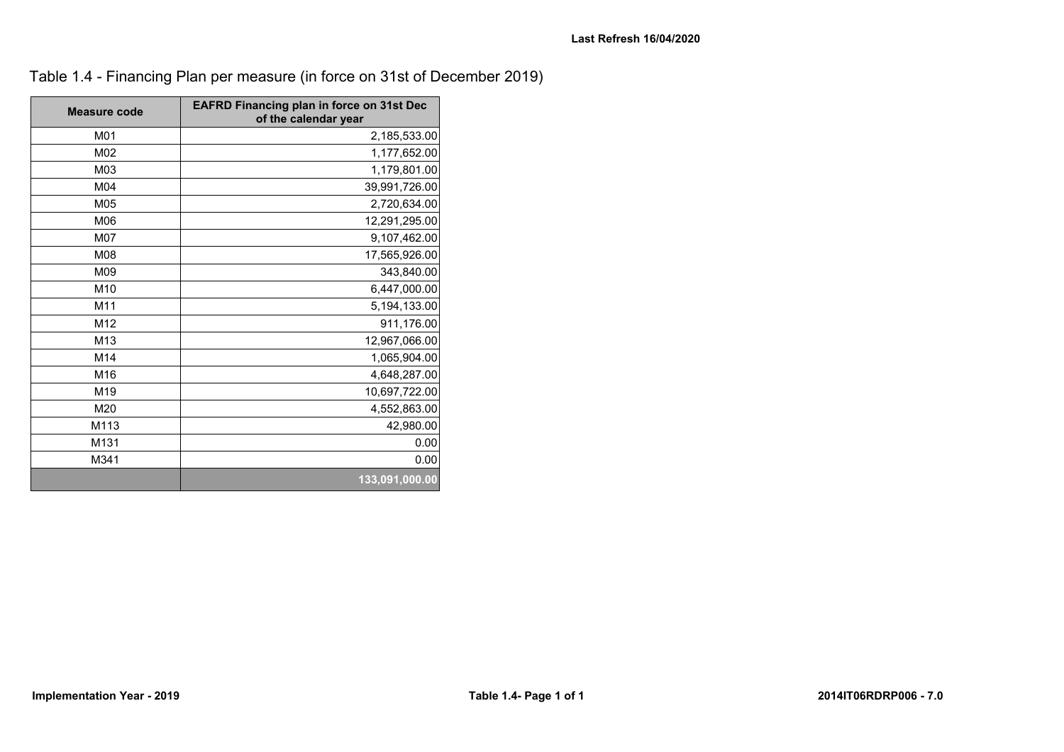# Table 1.4 - Financing Plan per measure (in force on 31st of December 2019)

| Measure code | EAFRD Financing plan in force on 31st Dec of the calendar year |
|---|---|
| M01 | 2,185,533.00 |
| M02 | 1,177,652.00 |
| M03 | 1,179,801.00 |
| M04 | 39,991,726.00 |
| M05 | 2,720,634.00 |
| M06 | 12,291,295.00 |
| M07 | 9,107,462.00 |
| M08 | 17,565,926.00 |
| M09 | 343,840.00 |
| M10 | 6,447,000.00 |
| M11 | 5,194,133.00 |
| M12 | 911,176.00 |
| M13 | 12,967,066.00 |
| M14 | 1,065,904.00 |
| M16 | 4,648,287.00 |
| M19 | 10,697,722.00 |
| M20 | 4,552,863.00 |
| M113 | 42,980.00 |
| M131 | 0.00 |
| M341 | 0.00 |
| | **133,091,000.00** |